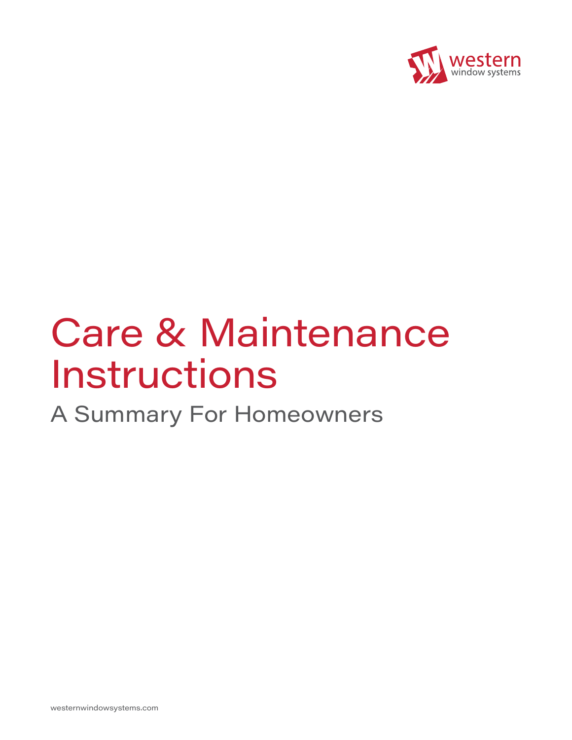western
window systems

# Care & Maintenance Instructions

## A Summary For Homeowners

westernwindowsystems.com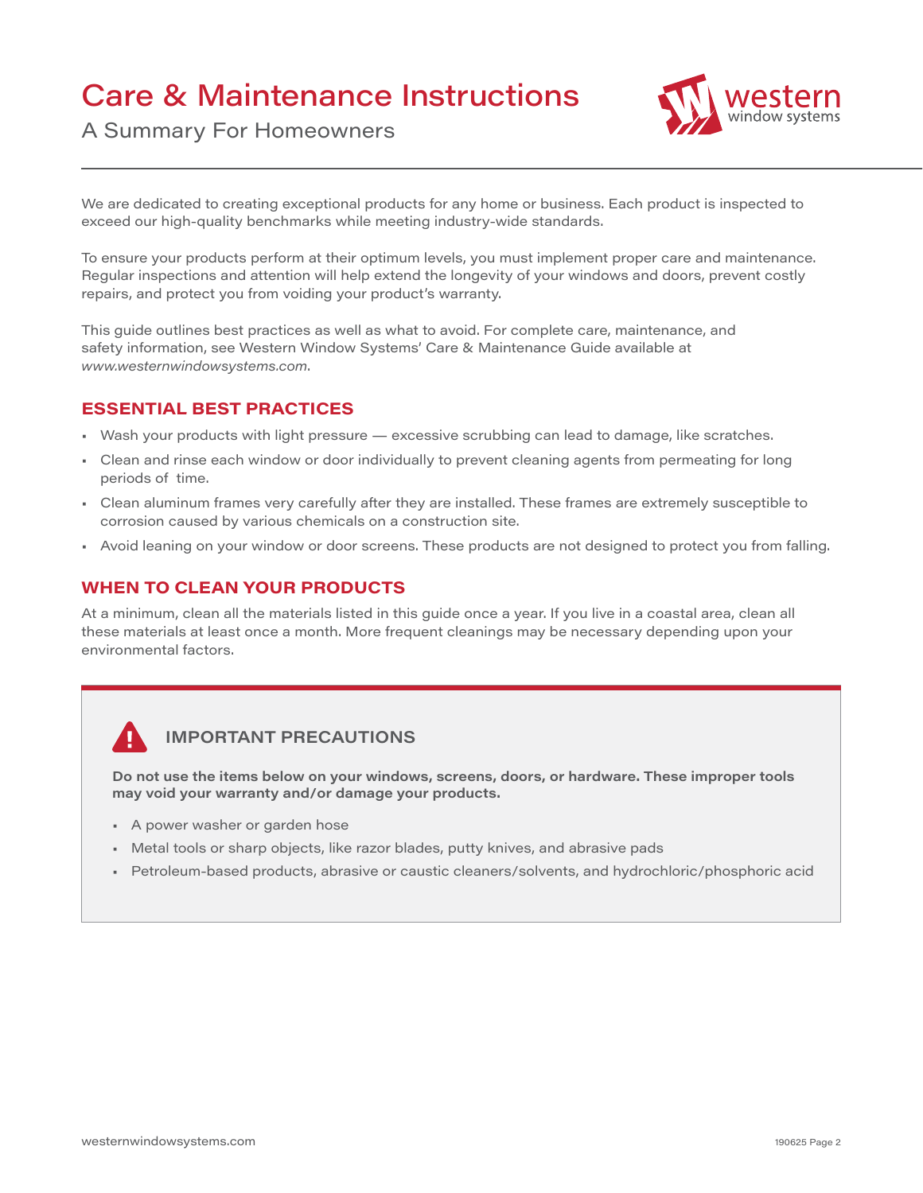# Care & Maintenance Instructions

## A Summary For Homeowners

We are dedicated to creating exceptional products for any home or business. Each product is inspected to exceed our high-quality benchmarks while meeting industry-wide standards.

To ensure your products perform at their optimum levels, you must implement proper care and maintenance. Regular inspections and attention will help extend the longevity of your windows and doors, prevent costly repairs, and protect you from voiding your product's warranty.

This guide outlines best practices as well as what to avoid. For complete care, maintenance, and safety information, see Western Window Systems' Care & Maintenance Guide available at *www.westernwindowsystems.com*.

## ESSENTIAL BEST PRACTICES

- Wash your products with light pressure — excessive scrubbing can lead to damage, like scratches.
- Clean and rinse each window or door individually to prevent cleaning agents from permeating for long periods of time.
- Clean aluminum frames very carefully after they are installed. These frames are extremely susceptible to corrosion caused by various chemicals on a construction site.
- Avoid leaning on your window or door screens. These products are not designed to protect you from falling.

## WHEN TO CLEAN YOUR PRODUCTS

At a minimum, clean all the materials listed in this guide once a year. If you live in a coastal area, clean all these materials at least once a month. More frequent cleanings may be necessary depending upon your environmental factors.

### IMPORTANT PRECAUTIONS

**Do not use the items below on your windows, screens, doors, or hardware. These improper tools may void your warranty and/or damage your products.**

- A power washer or garden hose
- Metal tools or sharp objects, like razor blades, putty knives, and abrasive pads
- Petroleum-based products, abrasive or caustic cleaners/solvents, and hydrochloric/phosphoric acid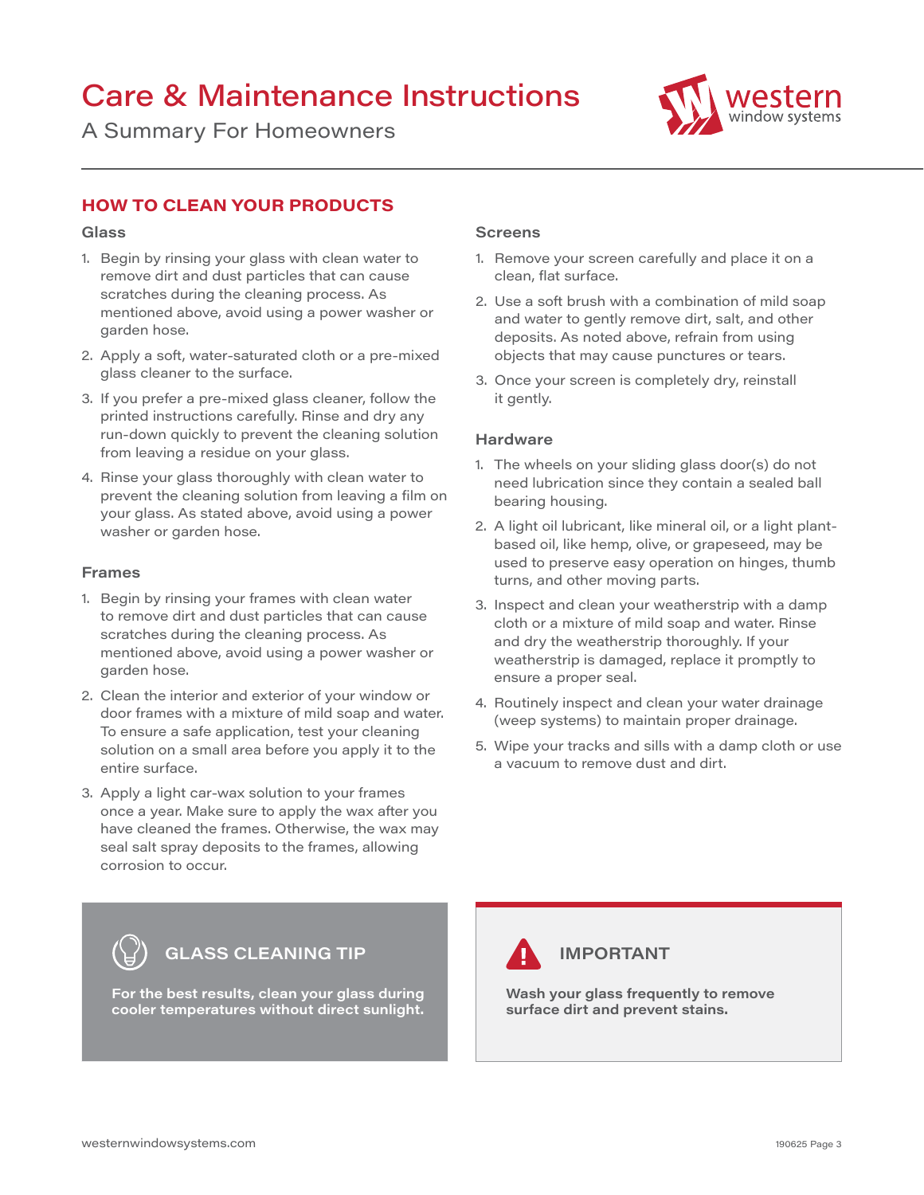# Care & Maintenance Instructions

A Summary For Homeowners

## HOW TO CLEAN YOUR PRODUCTS

### Glass

1. Begin by rinsing your glass with clean water to remove dirt and dust particles that can cause scratches during the cleaning process. As mentioned above, avoid using a power washer or garden hose.
2. Apply a soft, water-saturated cloth or a pre-mixed glass cleaner to the surface.
3. If you prefer a pre-mixed glass cleaner, follow the printed instructions carefully. Rinse and dry any run-down quickly to prevent the cleaning solution from leaving a residue on your glass.
4. Rinse your glass thoroughly with clean water to prevent the cleaning solution from leaving a film on your glass. As stated above, avoid using a power washer or garden hose.

### Frames

1. Begin by rinsing your frames with clean water to remove dirt and dust particles that can cause scratches during the cleaning process. As mentioned above, avoid using a power washer or garden hose.
2. Clean the interior and exterior of your window or door frames with a mixture of mild soap and water. To ensure a safe application, test your cleaning solution on a small area before you apply it to the entire surface.
3. Apply a light car-wax solution to your frames once a year. Make sure to apply the wax after you have cleaned the frames. Otherwise, the wax may seal salt spray deposits to the frames, allowing corrosion to occur.

### Screens

1. Remove your screen carefully and place it on a clean, flat surface.
2. Use a soft brush with a combination of mild soap and water to gently remove dirt, salt, and other deposits. As noted above, refrain from using objects that may cause punctures or tears.
3. Once your screen is completely dry, reinstall it gently.

### Hardware

1. The wheels on your sliding glass door(s) do not need lubrication since they contain a sealed ball bearing housing.
2. A light oil lubricant, like mineral oil, or a light plant-based oil, like hemp, olive, or grapeseed, may be used to preserve easy operation on hinges, thumb turns, and other moving parts.
3. Inspect and clean your weatherstrip with a damp cloth or a mixture of mild soap and water. Rinse and dry the weatherstrip thoroughly. If your weatherstrip is damaged, replace it promptly to ensure a proper seal.
4. Routinely inspect and clean your water drainage (weep systems) to maintain proper drainage.
5. Wipe your tracks and sills with a damp cloth or use a vacuum to remove dust and dirt.

### GLASS CLEANING TIP

**For the best results, clean your glass during cooler temperatures without direct sunlight.**

### IMPORTANT

**Wash your glass frequently to remove surface dirt and prevent stains.**

westernwindowsystems.com

190625